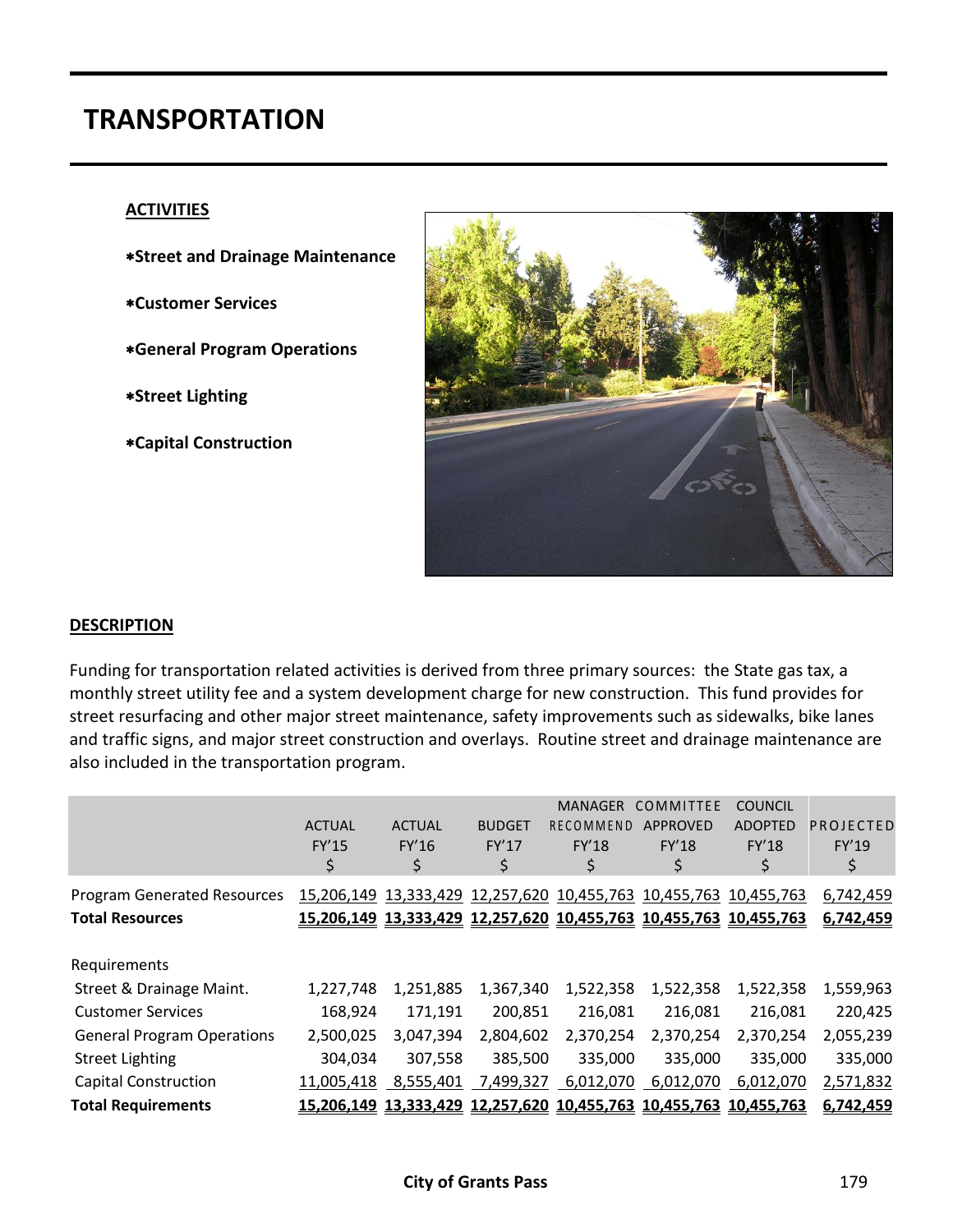# TRANSPORTATION

## ACTIVITIES

- ∗Street and Drainage Maintenance
- ∗Customer Services
- ∗General Program Operations
- ∗Street Lighting
- ∗Capital Construction

## DESCRIPTION

Funding for transportation related activities is derived from three primary sources: the State gas tax, a monthly street utility fee and a system development charge for new construction. This fund provides for street resurfacing and other major street maintenance, safety improvements such as sidewalks, bike lanes and traffic signs, and major street construction and overlays. Routine street and drainage maintenance are also included in the transportation program.

| | ACTUAL FY'15 $ | ACTUAL FY'16 $ | BUDGET FY'17 $ | MANAGER RECOMMEND FY'18 $ | COMMITTEE APPROVED FY'18 $ | COUNCIL ADOPTED FY'18 $ | PROJECTED FY'19 $ |
|---|---|---|---|---|---|---|---|
| Program Generated Resources | 15,206,149 | 13,333,429 | 12,257,620 | 10,455,763 | 10,455,763 | 10,455,763 | 6,742,459 |
| **Total Resources** | **15,206,149** | **13,333,429** | **12,257,620** | **10,455,763** | **10,455,763** | **10,455,763** | **6,742,459** |
| Requirements | | | | | | | |
| Street & Drainage Maint. | 1,227,748 | 1,251,885 | 1,367,340 | 1,522,358 | 1,522,358 | 1,522,358 | 1,559,963 |
| Customer Services | 168,924 | 171,191 | 200,851 | 216,081 | 216,081 | 216,081 | 220,425 |
| General Program Operations | 2,500,025 | 3,047,394 | 2,804,602 | 2,370,254 | 2,370,254 | 2,370,254 | 2,055,239 |
| Street Lighting | 304,034 | 307,558 | 385,500 | 335,000 | 335,000 | 335,000 | 335,000 |
| Capital Construction | 11,005,418 | 8,555,401 | 7,499,327 | 6,012,070 | 6,012,070 | 6,012,070 | 2,571,832 |
| **Total Requirements** | **15,206,149** | **13,333,429** | **12,257,620** | **10,455,763** | **10,455,763** | **10,455,763** | **6,742,459** |

**City of Grants Pass**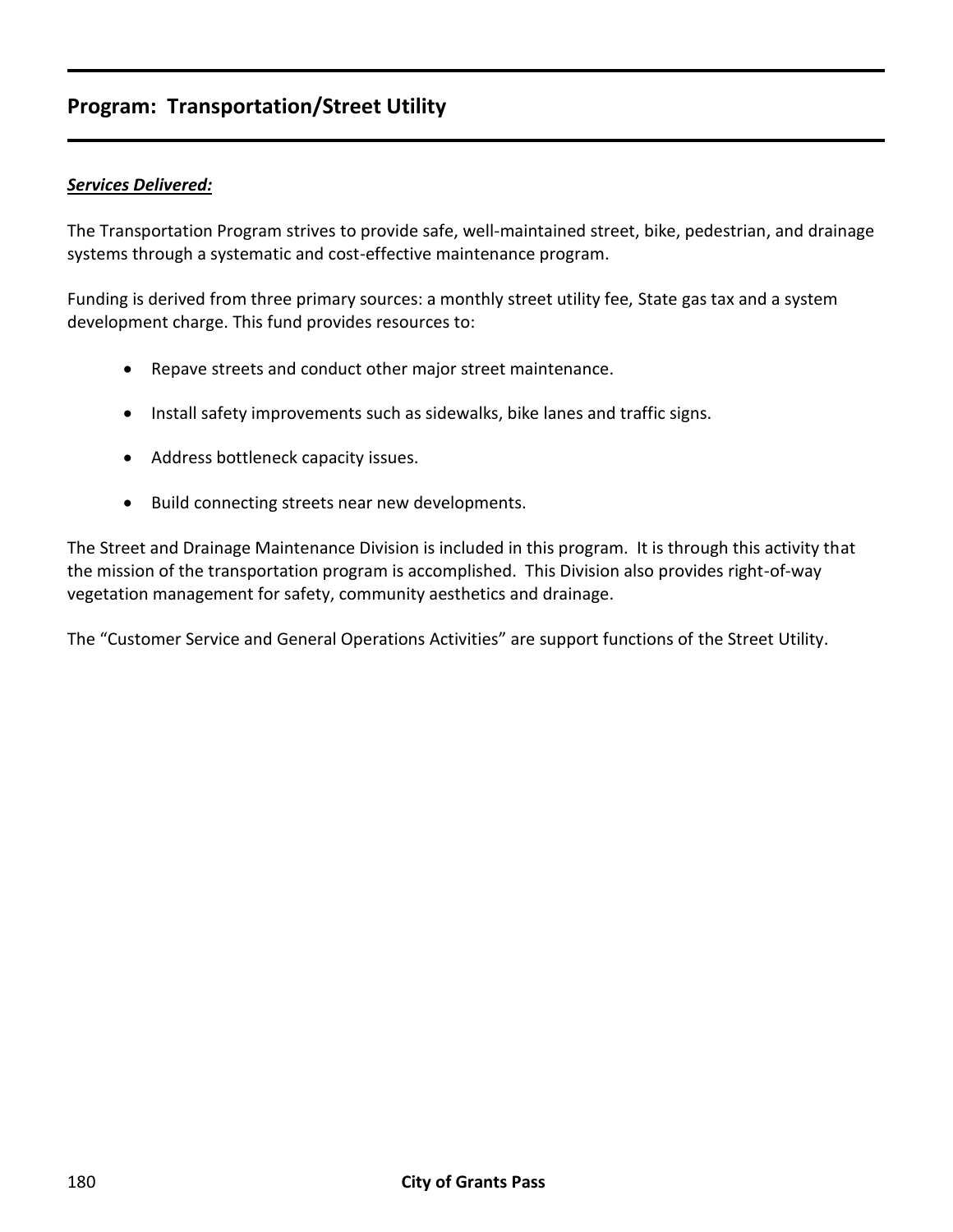## Program: Transportation/Street Utility

***Services Delivered:***

The Transportation Program strives to provide safe, well-maintained street, bike, pedestrian, and drainage systems through a systematic and cost-effective maintenance program.

Funding is derived from three primary sources: a monthly street utility fee, State gas tax and a system development charge. This fund provides resources to:

- Repave streets and conduct other major street maintenance.
- Install safety improvements such as sidewalks, bike lanes and traffic signs.
- Address bottleneck capacity issues.
- Build connecting streets near new developments.

The Street and Drainage Maintenance Division is included in this program. It is through this activity that the mission of the transportation program is accomplished. This Division also provides right-of-way vegetation management for safety, community aesthetics and drainage.

The "Customer Service and General Operations Activities" are support functions of the Street Utility.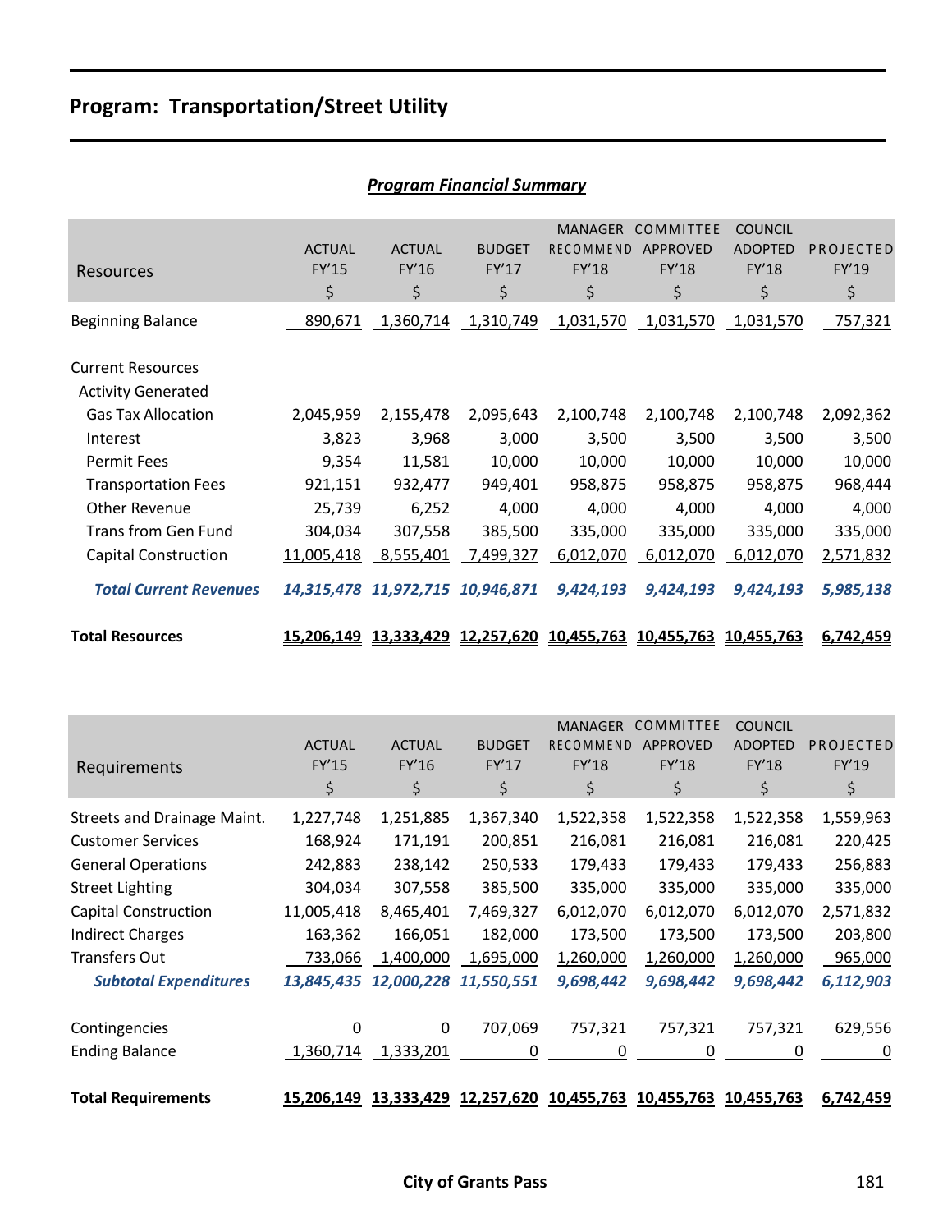## Program: Transportation/Street Utility

***Program Financial Summary***

| Resources | ACTUAL FY'15 $ | ACTUAL FY'16 $ | BUDGET FY'17 $ | MANAGER RECOMMEND FY'18 $ | COMMITTEE APPROVED FY'18 $ | COUNCIL ADOPTED FY'18 $ | PROJECTED FY'19 $ |
|---|---|---|---|---|---|---|---|
| Beginning Balance | 890,671 | 1,360,714 | 1,310,749 | 1,031,570 | 1,031,570 | 1,031,570 | 757,321 |
| Current Resources | | | | | | | |
| Activity Generated | | | | | | | |
| Gas Tax Allocation | 2,045,959 | 2,155,478 | 2,095,643 | 2,100,748 | 2,100,748 | 2,100,748 | 2,092,362 |
| Interest | 3,823 | 3,968 | 3,000 | 3,500 | 3,500 | 3,500 | 3,500 |
| Permit Fees | 9,354 | 11,581 | 10,000 | 10,000 | 10,000 | 10,000 | 10,000 |
| Transportation Fees | 921,151 | 932,477 | 949,401 | 958,875 | 958,875 | 958,875 | 968,444 |
| Other Revenue | 25,739 | 6,252 | 4,000 | 4,000 | 4,000 | 4,000 | 4,000 |
| Trans from Gen Fund | 304,034 | 307,558 | 385,500 | 335,000 | 335,000 | 335,000 | 335,000 |
| Capital Construction | 11,005,418 | 8,555,401 | 7,499,327 | 6,012,070 | 6,012,070 | 6,012,070 | 2,571,832 |
| ***Total Current Revenues*** | ***14,315,478*** | ***11,972,715*** | ***10,946,871*** | ***9,424,193*** | ***9,424,193*** | ***9,424,193*** | ***5,985,138*** |
| **Total Resources** | **15,206,149** | **13,333,429** | **12,257,620** | **10,455,763** | **10,455,763** | **10,455,763** | **6,742,459** |

| Requirements | ACTUAL FY'15 $ | ACTUAL FY'16 $ | BUDGET FY'17 $ | MANAGER RECOMMEND FY'18 $ | COMMITTEE APPROVED FY'18 $ | COUNCIL ADOPTED FY'18 $ | PROJECTED FY'19 $ |
|---|---|---|---|---|---|---|---|
| Streets and Drainage Maint. | 1,227,748 | 1,251,885 | 1,367,340 | 1,522,358 | 1,522,358 | 1,522,358 | 1,559,963 |
| Customer Services | 168,924 | 171,191 | 200,851 | 216,081 | 216,081 | 216,081 | 220,425 |
| General Operations | 242,883 | 238,142 | 250,533 | 179,433 | 179,433 | 179,433 | 256,883 |
| Street Lighting | 304,034 | 307,558 | 385,500 | 335,000 | 335,000 | 335,000 | 335,000 |
| Capital Construction | 11,005,418 | 8,465,401 | 7,469,327 | 6,012,070 | 6,012,070 | 6,012,070 | 2,571,832 |
| Indirect Charges | 163,362 | 166,051 | 182,000 | 173,500 | 173,500 | 173,500 | 203,800 |
| Transfers Out | 733,066 | 1,400,000 | 1,695,000 | 1,260,000 | 1,260,000 | 1,260,000 | 965,000 |
| ***Subtotal Expenditures*** | ***13,845,435*** | ***12,000,228*** | ***11,550,551*** | ***9,698,442*** | ***9,698,442*** | ***9,698,442*** | ***6,112,903*** |
| Contingencies | 0 | 0 | 707,069 | 757,321 | 757,321 | 757,321 | 629,556 |
| Ending Balance | 1,360,714 | 1,333,201 | 0 | 0 | 0 | 0 | 0 |
| **Total Requirements** | **15,206,149** | **13,333,429** | **12,257,620** | **10,455,763** | **10,455,763** | **10,455,763** | **6,742,459** |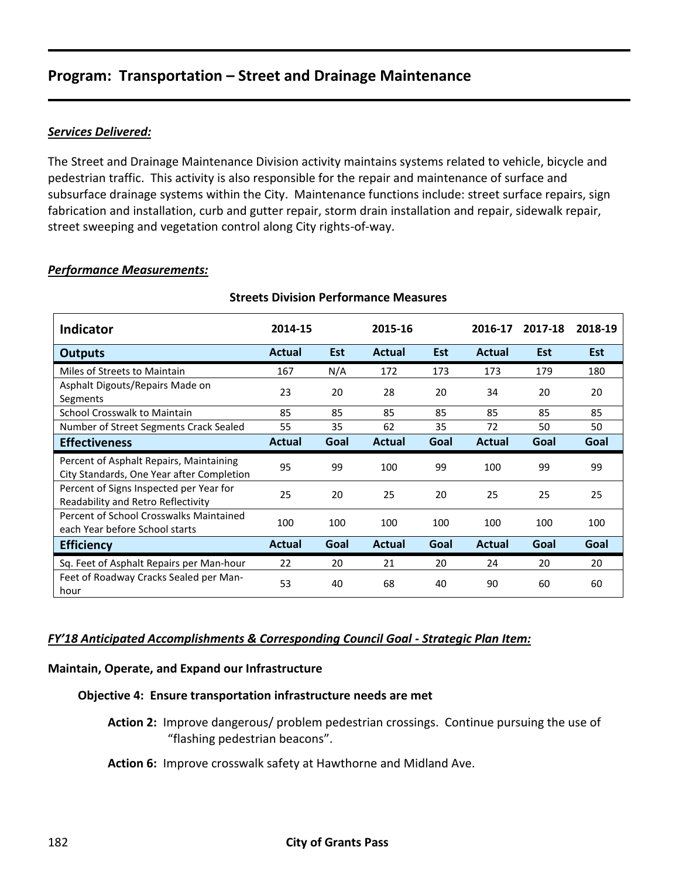## Program: Transportation – Street and Drainage Maintenance

***Services Delivered:***

The Street and Drainage Maintenance Division activity maintains systems related to vehicle, bicycle and pedestrian traffic. This activity is also responsible for the repair and maintenance of surface and subsurface drainage systems within the City. Maintenance functions include: street surface repairs, sign fabrication and installation, curb and gutter repair, storm drain installation and repair, sidewalk repair, street sweeping and vegetation control along City rights-of-way.

***Performance Measurements:***

**Streets Division Performance Measures**

| Indicator | 2014-15 | | 2015-16 | | 2016-17 | 2017-18 | 2018-19 |
|---|---|---|---|---|---|---|---|
| **Outputs** | **Actual** | **Est** | **Actual** | **Est** | **Actual** | **Est** | **Est** |
| Miles of Streets to Maintain | 167 | N/A | 172 | 173 | 173 | 179 | 180 |
| Asphalt Digouts/Repairs Made on Segments | 23 | 20 | 28 | 20 | 34 | 20 | 20 |
| School Crosswalk to Maintain | 85 | 85 | 85 | 85 | 85 | 85 | 85 |
| Number of Street Segments Crack Sealed | 55 | 35 | 62 | 35 | 72 | 50 | 50 |
| **Effectiveness** | **Actual** | **Goal** | **Actual** | **Goal** | **Actual** | **Goal** | **Goal** |
| Percent of Asphalt Repairs, Maintaining City Standards, One Year after Completion | 95 | 99 | 100 | 99 | 100 | 99 | 99 |
| Percent of Signs Inspected per Year for Readability and Retro Reflectivity | 25 | 20 | 25 | 20 | 25 | 25 | 25 |
| Percent of School Crosswalks Maintained each Year before School starts | 100 | 100 | 100 | 100 | 100 | 100 | 100 |
| **Efficiency** | **Actual** | **Goal** | **Actual** | **Goal** | **Actual** | **Goal** | **Goal** |
| Sq. Feet of Asphalt Repairs per Man-hour | 22 | 20 | 21 | 20 | 24 | 20 | 20 |
| Feet of Roadway Cracks Sealed per Man-hour | 53 | 40 | 68 | 40 | 90 | 60 | 60 |

***FY'18 Anticipated Accomplishments & Corresponding Council Goal - Strategic Plan Item:***

**Maintain, Operate, and Expand our Infrastructure**

**Objective 4: Ensure transportation infrastructure needs are met**

**Action 2:** Improve dangerous/ problem pedestrian crossings. Continue pursuing the use of "flashing pedestrian beacons".

**Action 6:** Improve crosswalk safety at Hawthorne and Midland Ave.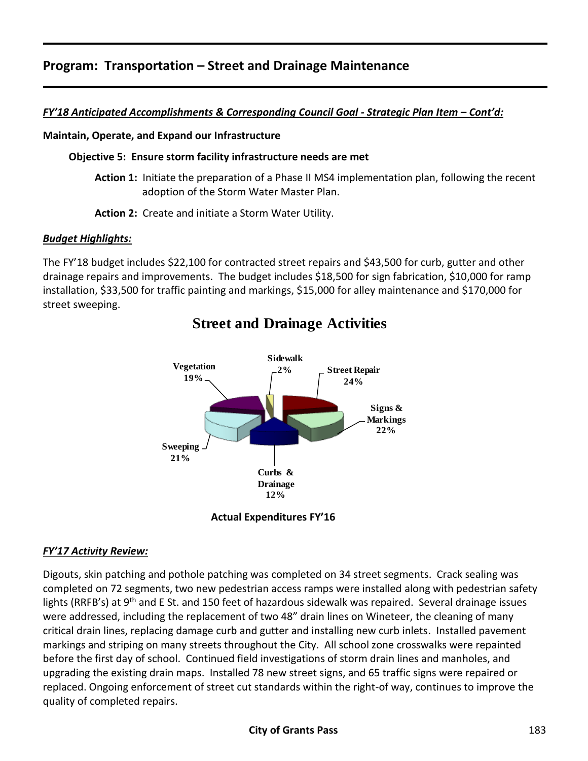## Program: Transportation – Street and Drainage Maintenance

***FY'18 Anticipated Accomplishments & Corresponding Council Goal - Strategic Plan Item – Cont'd:***

**Maintain, Operate, and Expand our Infrastructure**

**Objective 5: Ensure storm facility infrastructure needs are met**

**Action 1:** Initiate the preparation of a Phase II MS4 implementation plan, following the recent adoption of the Storm Water Master Plan.

**Action 2:** Create and initiate a Storm Water Utility.

***Budget Highlights:***

The FY'18 budget includes $22,100 for contracted street repairs and $43,500 for curb, gutter and other drainage repairs and improvements. The budget includes $18,500 for sign fabrication, $10,000 for ramp installation, $33,500 for traffic painting and markings, $15,000 for alley maintenance and $170,000 for street sweeping.

**Street and Drainage Activities**

Vegetation 19%
Sidewalk 2%
Street Repair 24%
Signs & Markings 22%
Sweeping 21%
Curbs & Drainage 12%

**Actual Expenditures FY'16**

***FY'17 Activity Review:***

Digouts, skin patching and pothole patching was completed on 34 street segments. Crack sealing was completed on 72 segments, two new pedestrian access ramps were installed along with pedestrian safety lights (RRFB's) at 9th and E St. and 150 feet of hazardous sidewalk was repaired. Several drainage issues were addressed, including the replacement of two 48" drain lines on Wineteer, the cleaning of many critical drain lines, replacing damage curb and gutter and installing new curb inlets. Installed pavement markings and striping on many streets throughout the City. All school zone crosswalks were repainted before the first day of school. Continued field investigations of storm drain lines and manholes, and upgrading the existing drain maps. Installed 78 new street signs, and 65 traffic signs were repaired or replaced. Ongoing enforcement of street cut standards within the right-of-way, continues to improve the quality of completed repairs.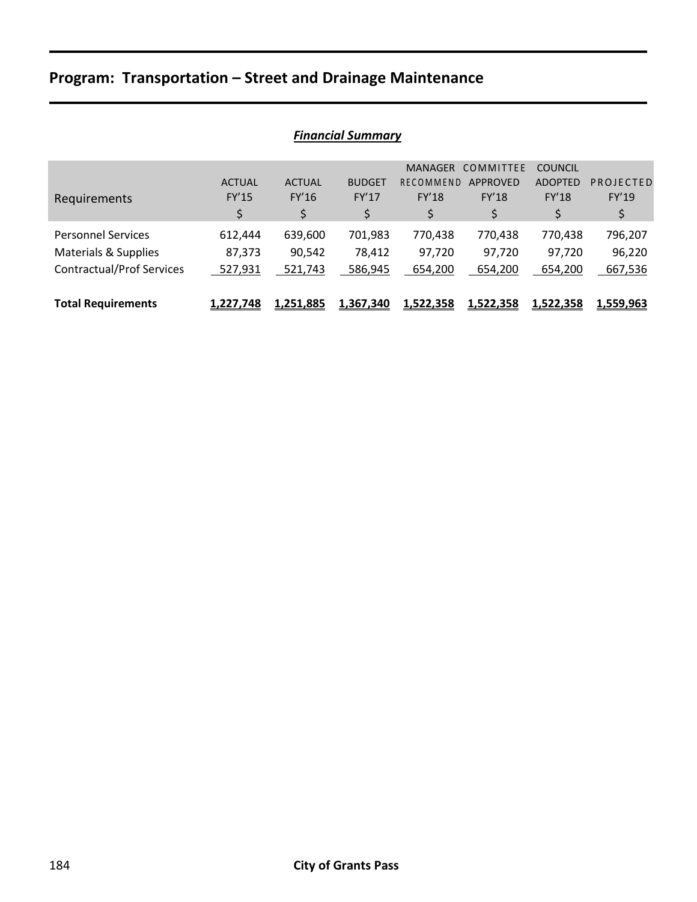## Program: Transportation – Street and Drainage Maintenance

***Financial Summary***

| Requirements | ACTUAL FY'15 $ | ACTUAL FY'16 $ | BUDGET FY'17 $ | MANAGER RECOMMEND FY'18 $ | COMMITTEE APPROVED FY'18 $ | COUNCIL ADOPTED FY'18 $ | PROJECTED FY'19 $ |
|---|---|---|---|---|---|---|---|
| Personnel Services | 612,444 | 639,600 | 701,983 | 770,438 | 770,438 | 770,438 | 796,207 |
| Materials & Supplies | 87,373 | 90,542 | 78,412 | 97,720 | 97,720 | 97,720 | 96,220 |
| Contractual/Prof Services | 527,931 | 521,743 | 586,945 | 654,200 | 654,200 | 654,200 | 667,536 |
| **Total Requirements** | **1,227,748** | **1,251,885** | **1,367,340** | **1,522,358** | **1,522,358** | **1,522,358** | **1,559,963** |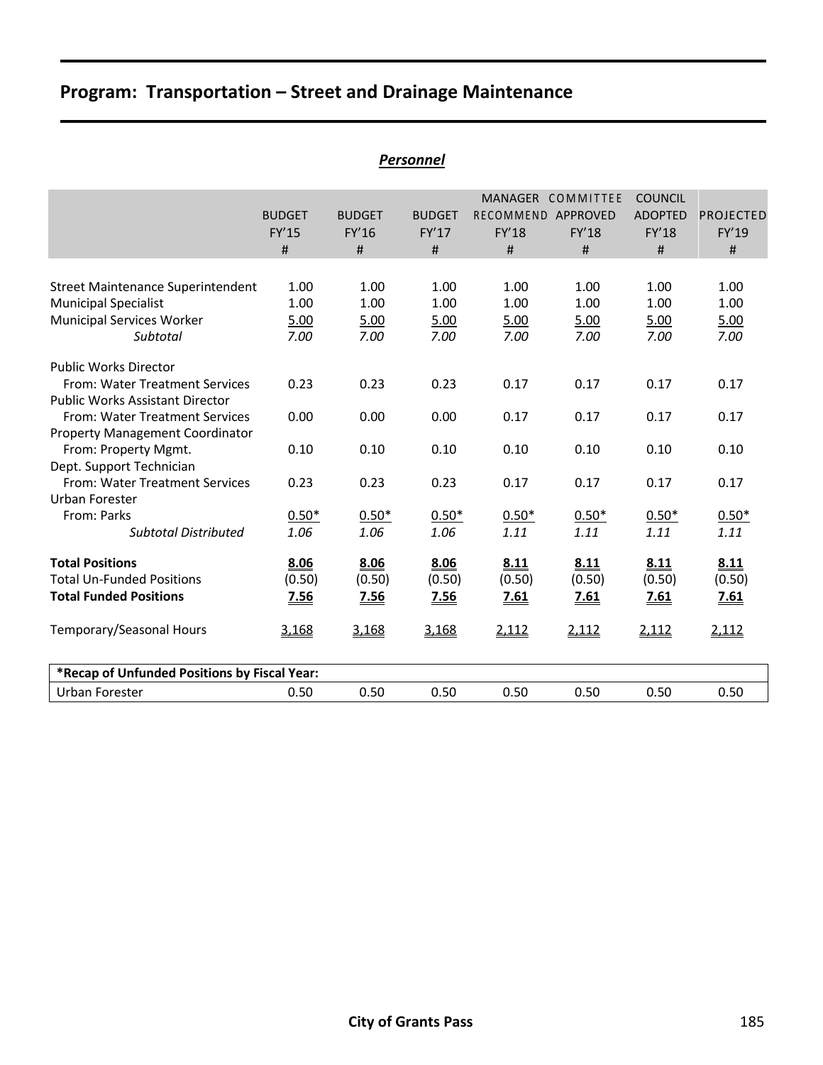# Program: Transportation – Street and Drainage Maintenance

***Personnel***

| | BUDGET FY'15 # | BUDGET FY'16 # | BUDGET FY'17 # | MANAGER RECOMMEND FY'18 # | COMMITTEE APPROVED FY'18 # | COUNCIL ADOPTED FY'18 # | PROJECTED FY'19 # |
|---|---|---|---|---|---|---|---|
| Street Maintenance Superintendent | 1.00 | 1.00 | 1.00 | 1.00 | 1.00 | 1.00 | 1.00 |
| Municipal Specialist | 1.00 | 1.00 | 1.00 | 1.00 | 1.00 | 1.00 | 1.00 |
| Municipal Services Worker | 5.00 | 5.00 | 5.00 | 5.00 | 5.00 | 5.00 | 5.00 |
| *Subtotal* | *7.00* | *7.00* | *7.00* | *7.00* | *7.00* | *7.00* | *7.00* |
| Public Works Director | | | | | | | |
| From: Water Treatment Services | 0.23 | 0.23 | 0.23 | 0.17 | 0.17 | 0.17 | 0.17 |
| Public Works Assistant Director | | | | | | | |
| From: Water Treatment Services | 0.00 | 0.00 | 0.00 | 0.17 | 0.17 | 0.17 | 0.17 |
| Property Management Coordinator | | | | | | | |
| From: Property Mgmt. | 0.10 | 0.10 | 0.10 | 0.10 | 0.10 | 0.10 | 0.10 |
| Dept. Support Technician | | | | | | | |
| From: Water Treatment Services | 0.23 | 0.23 | 0.23 | 0.17 | 0.17 | 0.17 | 0.17 |
| Urban Forester | | | | | | | |
| From: Parks | 0.50* | 0.50* | 0.50* | 0.50* | 0.50* | 0.50* | 0.50* |
| *Subtotal Distributed* | *1.06* | *1.06* | *1.06* | *1.11* | *1.11* | *1.11* | *1.11* |
| **Total Positions** | **8.06** | **8.06** | **8.06** | **8.11** | **8.11** | **8.11** | **8.11** |
| Total Un-Funded Positions | (0.50) | (0.50) | (0.50) | (0.50) | (0.50) | (0.50) | (0.50) |
| **Total Funded Positions** | **7.56** | **7.56** | **7.56** | **7.61** | **7.61** | **7.61** | **7.61** |
| Temporary/Seasonal Hours | 3,168 | 3,168 | 3,168 | 2,112 | 2,112 | 2,112 | 2,112 |

| **\*Recap of Unfunded Positions by Fiscal Year:** | | | | | | | |
|---|---|---|---|---|---|---|---|
| Urban Forester | 0.50 | 0.50 | 0.50 | 0.50 | 0.50 | 0.50 | 0.50 |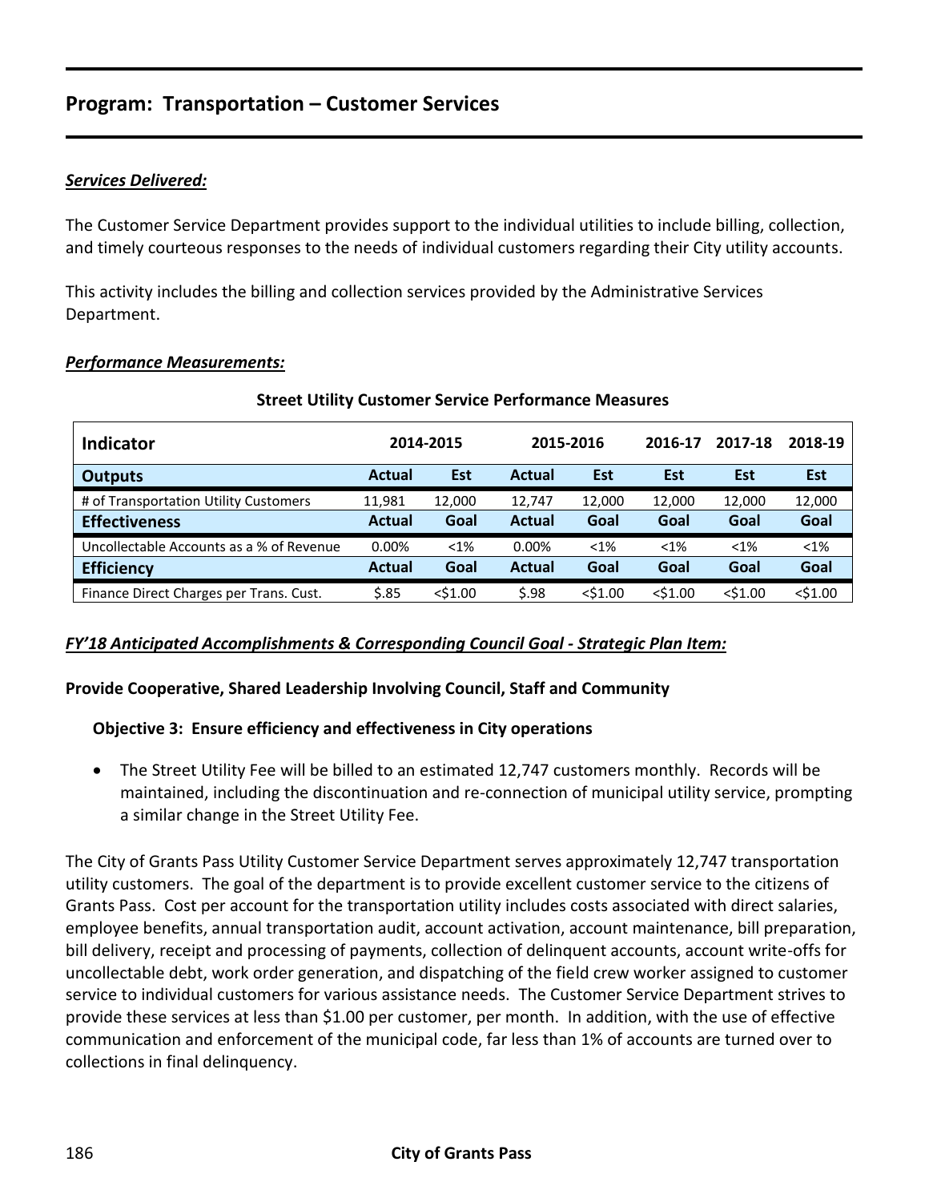## Program: Transportation – Customer Services

***Services Delivered:***

The Customer Service Department provides support to the individual utilities to include billing, collection, and timely courteous responses to the needs of individual customers regarding their City utility accounts.

This activity includes the billing and collection services provided by the Administrative Services Department.

***Performance Measurements:***

**Street Utility Customer Service Performance Measures**

| Indicator | 2014-2015 | | 2015-2016 | | 2016-17 | 2017-18 | 2018-19 |
|---|---|---|---|---|---|---|---|
| **Outputs** | **Actual** | **Est** | **Actual** | **Est** | **Est** | **Est** | **Est** |
| # of Transportation Utility Customers | 11,981 | 12,000 | 12,747 | 12,000 | 12,000 | 12,000 | 12,000 |
| **Effectiveness** | **Actual** | **Goal** | **Actual** | **Goal** | **Goal** | **Goal** | **Goal** |
| Uncollectable Accounts as a % of Revenue | 0.00% | <1% | 0.00% | <1% | <1% | <1% | <1% |
| **Efficiency** | **Actual** | **Goal** | **Actual** | **Goal** | **Goal** | **Goal** | **Goal** |
| Finance Direct Charges per Trans. Cust. | $.85 | <$1.00 | $.98 | <$1.00 | <$1.00 | <$1.00 | <$1.00 |

***FY'18 Anticipated Accomplishments & Corresponding Council Goal - Strategic Plan Item:***

**Provide Cooperative, Shared Leadership Involving Council, Staff and Community**

**Objective 3: Ensure efficiency and effectiveness in City operations**

- The Street Utility Fee will be billed to an estimated 12,747 customers monthly. Records will be maintained, including the discontinuation and re-connection of municipal utility service, prompting a similar change in the Street Utility Fee.

The City of Grants Pass Utility Customer Service Department serves approximately 12,747 transportation utility customers. The goal of the department is to provide excellent customer service to the citizens of Grants Pass. Cost per account for the transportation utility includes costs associated with direct salaries, employee benefits, annual transportation audit, account activation, account maintenance, bill preparation, bill delivery, receipt and processing of payments, collection of delinquent accounts, account write-offs for uncollectable debt, work order generation, and dispatching of the field crew worker assigned to customer service to individual customers for various assistance needs. The Customer Service Department strives to provide these services at less than $1.00 per customer, per month. In addition, with the use of effective communication and enforcement of the municipal code, far less than 1% of accounts are turned over to collections in final delinquency.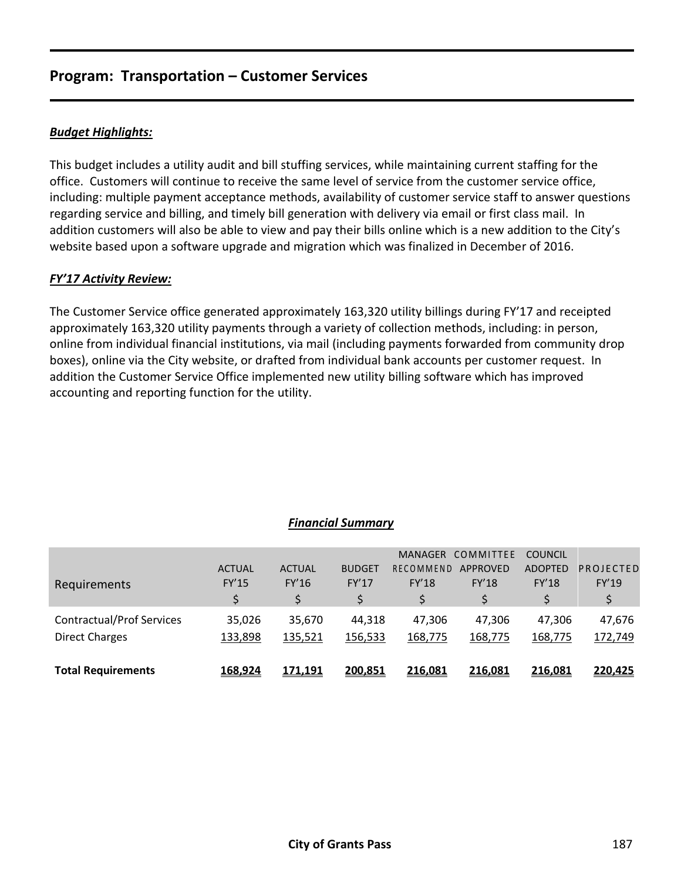## Program: Transportation – Customer Services

***Budget Highlights:***

This budget includes a utility audit and bill stuffing services, while maintaining current staffing for the office. Customers will continue to receive the same level of service from the customer service office, including: multiple payment acceptance methods, availability of customer service staff to answer questions regarding service and billing, and timely bill generation with delivery via email or first class mail. In addition customers will also be able to view and pay their bills online which is a new addition to the City's website based upon a software upgrade and migration which was finalized in December of 2016.

***FY'17 Activity Review:***

The Customer Service office generated approximately 163,320 utility billings during FY'17 and receipted approximately 163,320 utility payments through a variety of collection methods, including: in person, online from individual financial institutions, via mail (including payments forwarded from community drop boxes), online via the City website, or drafted from individual bank accounts per customer request. In addition the Customer Service Office implemented new utility billing software which has improved accounting and reporting function for the utility.

***Financial Summary***

| Requirements | ACTUAL FY'15 $ | ACTUAL FY'16 $ | BUDGET FY'17 $ | MANAGER RECOMMEND FY'18 $ | COMMITTEE APPROVED FY'18 $ | COUNCIL ADOPTED FY'18 $ | PROJECTED FY'19 $ |
|---|---|---|---|---|---|---|---|
| Contractual/Prof Services | 35,026 | 35,670 | 44,318 | 47,306 | 47,306 | 47,306 | 47,676 |
| Direct Charges | 133,898 | 135,521 | 156,533 | 168,775 | 168,775 | 168,775 | 172,749 |
| **Total Requirements** | **168,924** | **171,191** | **200,851** | **216,081** | **216,081** | **216,081** | **220,425** |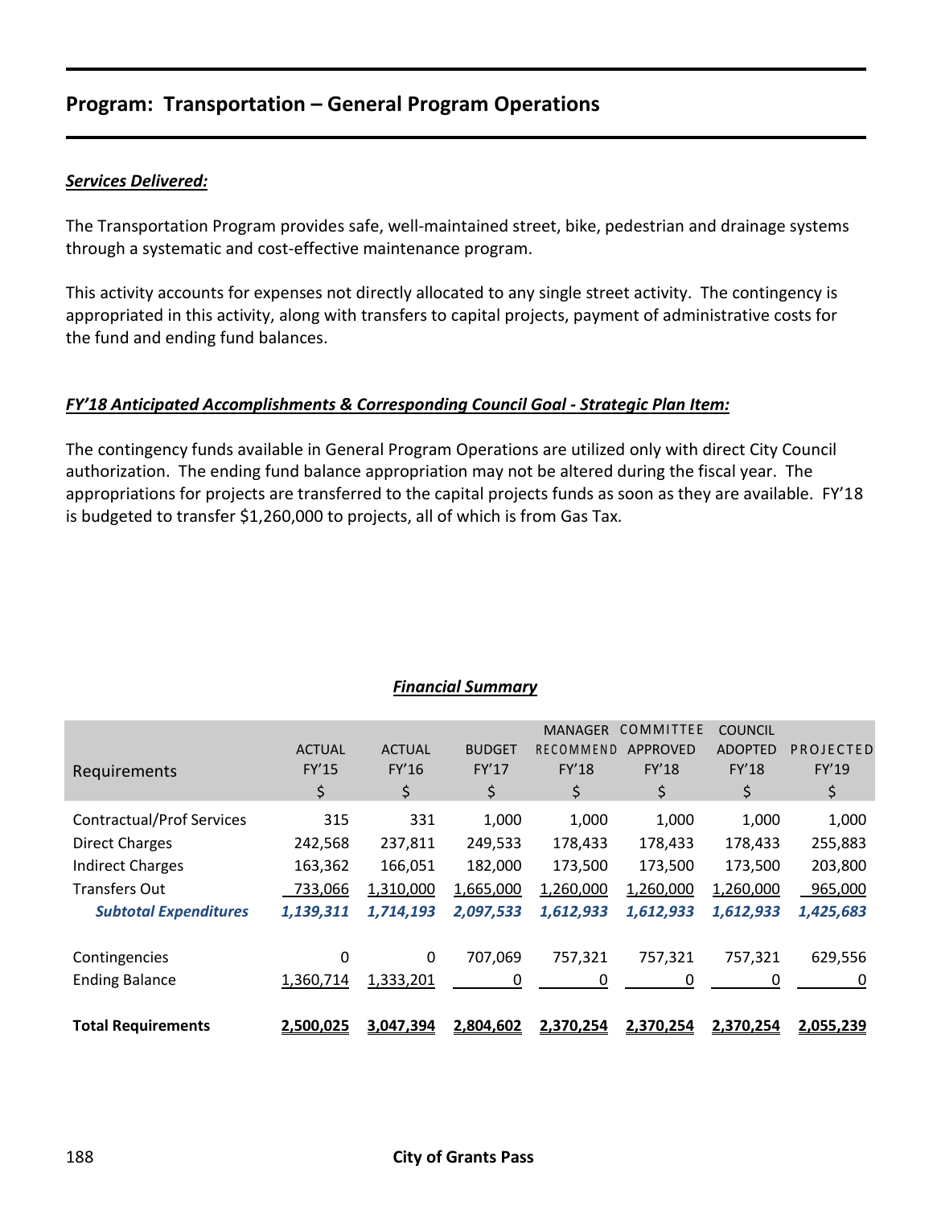## Program: Transportation – General Program Operations

***Services Delivered:***

The Transportation Program provides safe, well-maintained street, bike, pedestrian and drainage systems through a systematic and cost-effective maintenance program.

This activity accounts for expenses not directly allocated to any single street activity. The contingency is appropriated in this activity, along with transfers to capital projects, payment of administrative costs for the fund and ending fund balances.

***FY'18 Anticipated Accomplishments & Corresponding Council Goal - Strategic Plan Item:***

The contingency funds available in General Program Operations are utilized only with direct City Council authorization. The ending fund balance appropriation may not be altered during the fiscal year. The appropriations for projects are transferred to the capital projects funds as soon as they are available. FY'18 is budgeted to transfer $1,260,000 to projects, all of which is from Gas Tax.

***Financial Summary***

| Requirements | ACTUAL FY'15 $ | ACTUAL FY'16 $ | BUDGET FY'17 $ | MANAGER RECOMMEND FY'18 $ | COMMITTEE APPROVED FY'18 $ | COUNCIL ADOPTED FY'18 $ | PROJECTED FY'19 $ |
|---|---|---|---|---|---|---|---|
| Contractual/Prof Services | 315 | 331 | 1,000 | 1,000 | 1,000 | 1,000 | 1,000 |
| Direct Charges | 242,568 | 237,811 | 249,533 | 178,433 | 178,433 | 178,433 | 255,883 |
| Indirect Charges | 163,362 | 166,051 | 182,000 | 173,500 | 173,500 | 173,500 | 203,800 |
| Transfers Out | 733,066 | 1,310,000 | 1,665,000 | 1,260,000 | 1,260,000 | 1,260,000 | 965,000 |
| ***Subtotal Expenditures*** | ***1,139,311*** | ***1,714,193*** | ***2,097,533*** | ***1,612,933*** | ***1,612,933*** | ***1,612,933*** | ***1,425,683*** |
| Contingencies | 0 | 0 | 707,069 | 757,321 | 757,321 | 757,321 | 629,556 |
| Ending Balance | 1,360,714 | 1,333,201 | 0 | 0 | 0 | 0 | 0 |
| **Total Requirements** | **2,500,025** | **3,047,394** | **2,804,602** | **2,370,254** | **2,370,254** | **2,370,254** | **2,055,239** |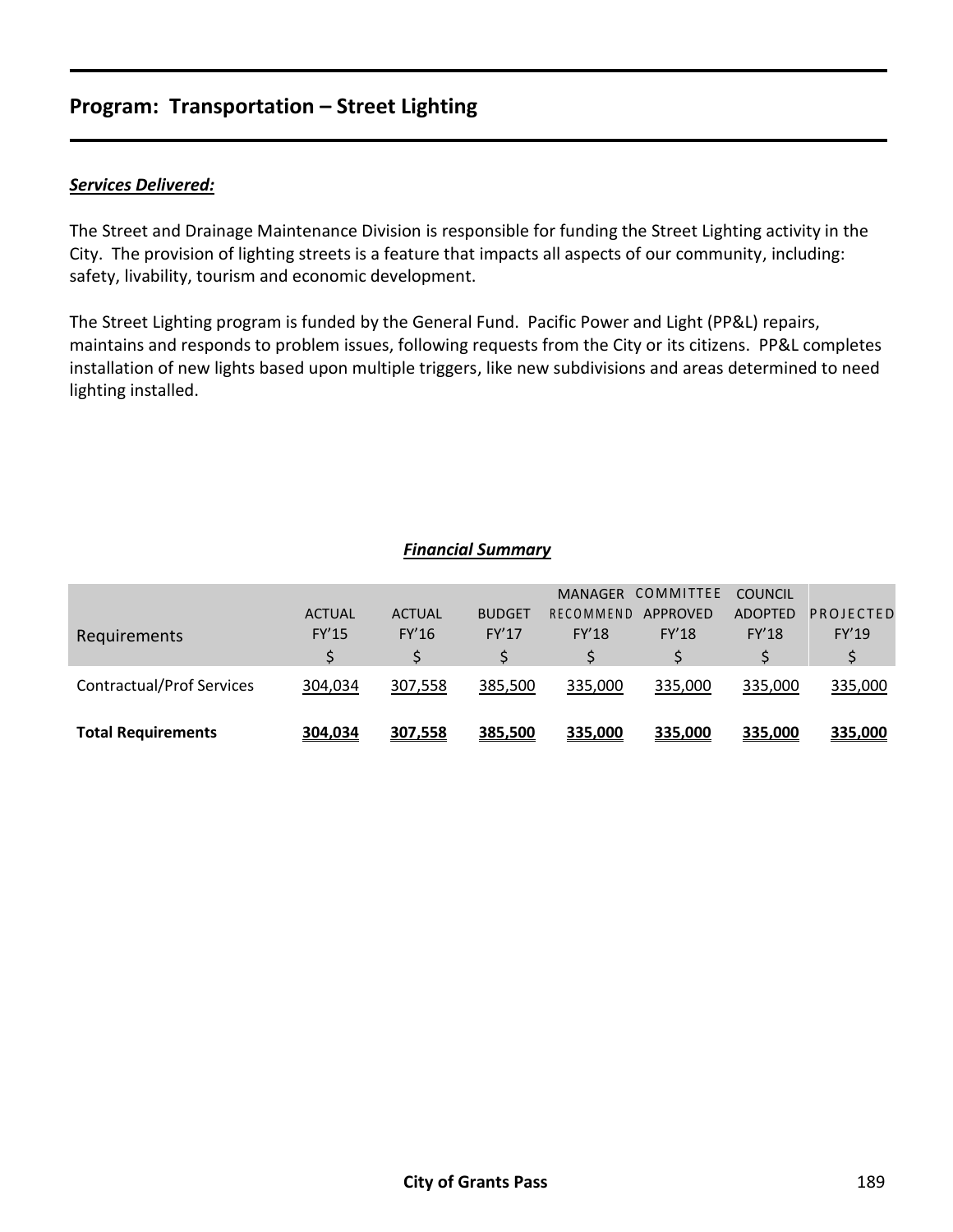## Program: Transportation – Street Lighting

***Services Delivered:***

The Street and Drainage Maintenance Division is responsible for funding the Street Lighting activity in the City. The provision of lighting streets is a feature that impacts all aspects of our community, including: safety, livability, tourism and economic development.

The Street Lighting program is funded by the General Fund. Pacific Power and Light (PP&L) repairs, maintains and responds to problem issues, following requests from the City or its citizens. PP&L completes installation of new lights based upon multiple triggers, like new subdivisions and areas determined to need lighting installed.

***Financial Summary***

| Requirements | ACTUAL FY'15 $ | ACTUAL FY'16 $ | BUDGET FY'17 $ | MANAGER RECOMMEND FY'18 $ | COMMITTEE APPROVED FY'18 $ | COUNCIL ADOPTED FY'18 $ | PROJECTED FY'19 $ |
|---|---|---|---|---|---|---|---|
| Contractual/Prof Services | 304,034 | 307,558 | 385,500 | 335,000 | 335,000 | 335,000 | 335,000 |
| **Total Requirements** | **304,034** | **307,558** | **385,500** | **335,000** | **335,000** | **335,000** | **335,000** |

**City of Grants Pass**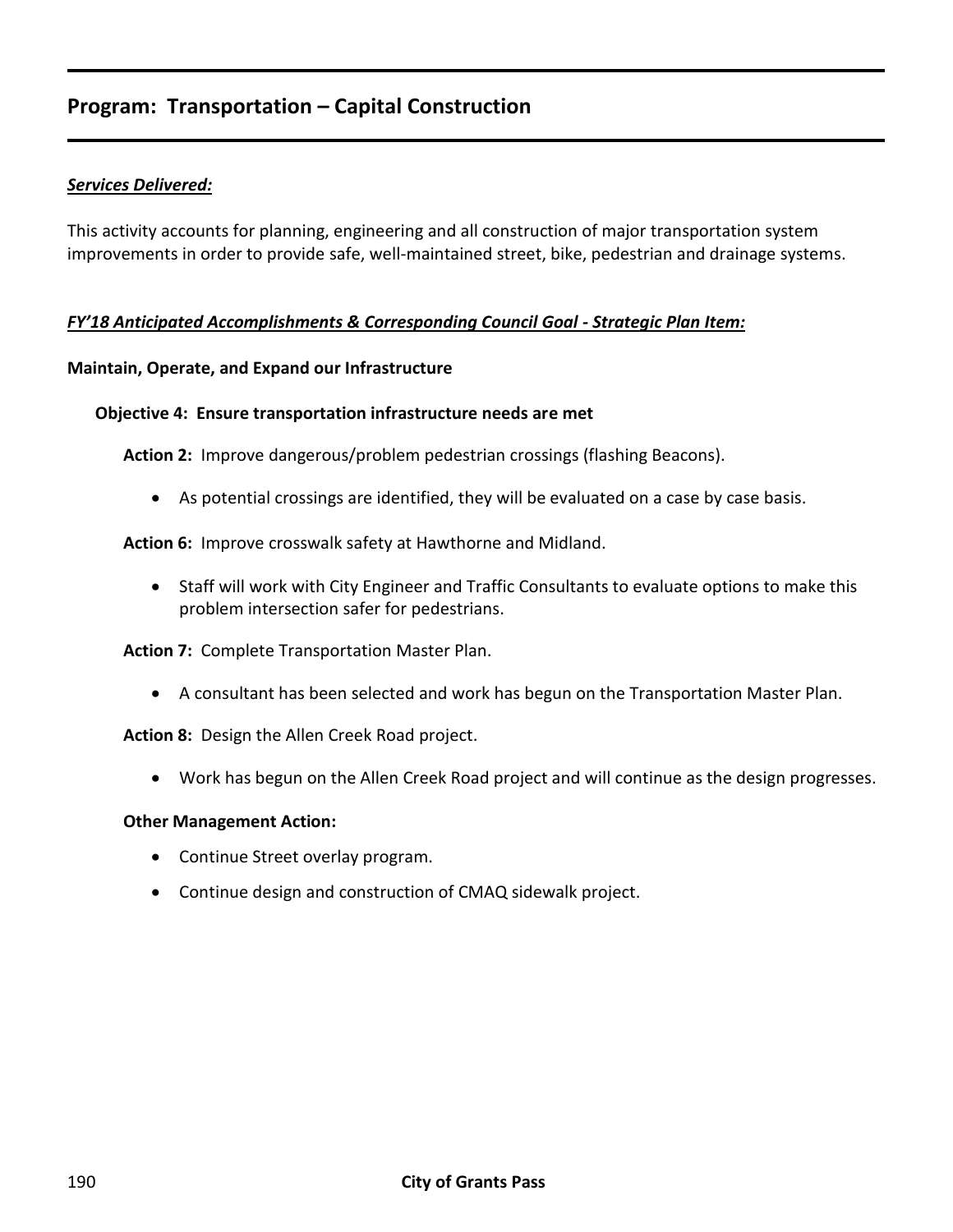## Program: Transportation – Capital Construction

***Services Delivered:***

This activity accounts for planning, engineering and all construction of major transportation system improvements in order to provide safe, well-maintained street, bike, pedestrian and drainage systems.

***FY'18 Anticipated Accomplishments & Corresponding Council Goal - Strategic Plan Item:***

**Maintain, Operate, and Expand our Infrastructure**

**Objective 4: Ensure transportation infrastructure needs are met**

**Action 2:** Improve dangerous/problem pedestrian crossings (flashing Beacons).

- As potential crossings are identified, they will be evaluated on a case by case basis.

**Action 6:** Improve crosswalk safety at Hawthorne and Midland.

- Staff will work with City Engineer and Traffic Consultants to evaluate options to make this problem intersection safer for pedestrians.

**Action 7:** Complete Transportation Master Plan.

- A consultant has been selected and work has begun on the Transportation Master Plan.

**Action 8:** Design the Allen Creek Road project.

- Work has begun on the Allen Creek Road project and will continue as the design progresses.

**Other Management Action:**

- Continue Street overlay program.
- Continue design and construction of CMAQ sidewalk project.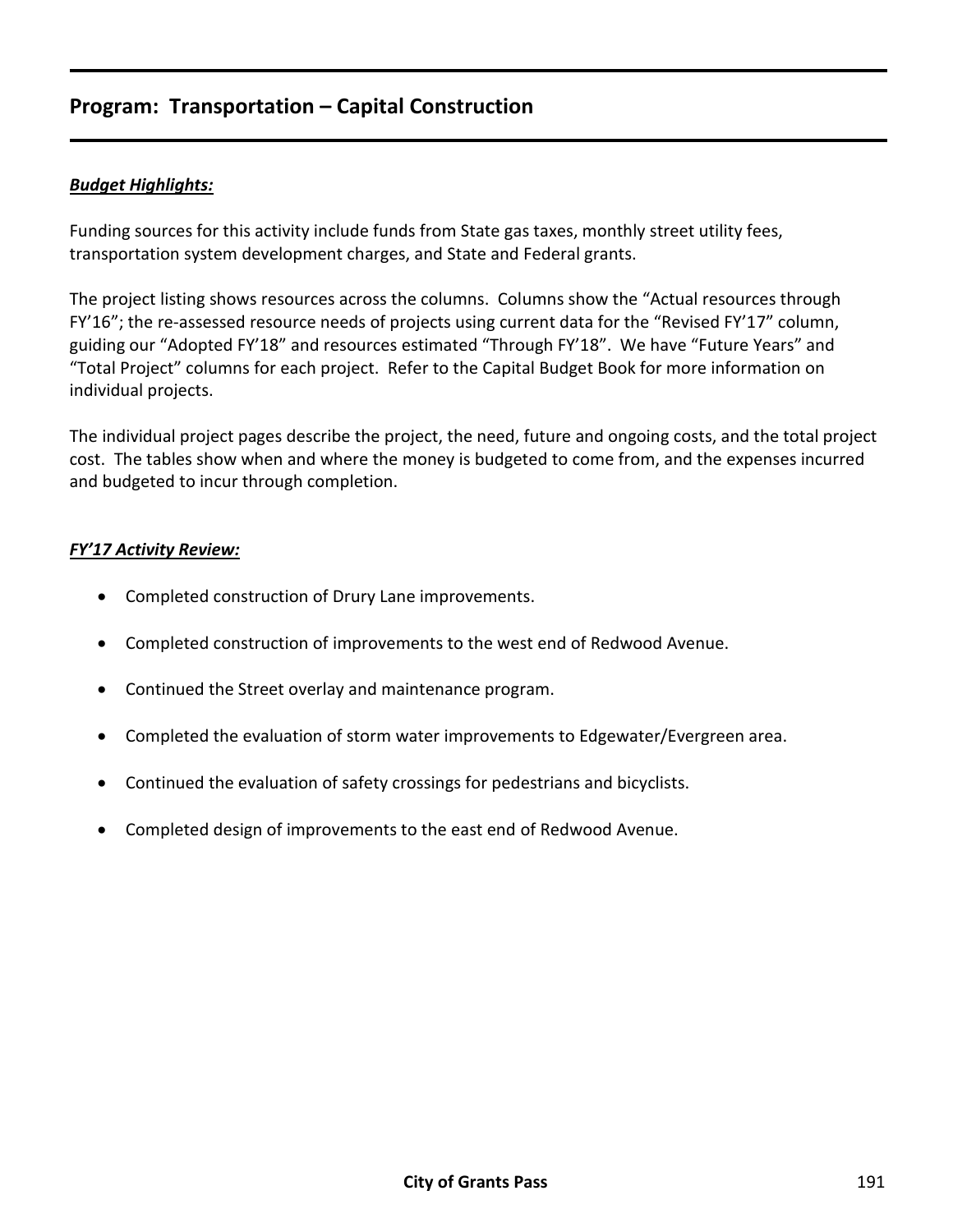## Program: Transportation – Capital Construction

***Budget Highlights:***

Funding sources for this activity include funds from State gas taxes, monthly street utility fees, transportation system development charges, and State and Federal grants.

The project listing shows resources across the columns. Columns show the "Actual resources through FY'16"; the re-assessed resource needs of projects using current data for the "Revised FY'17" column, guiding our "Adopted FY'18" and resources estimated "Through FY'18". We have "Future Years" and "Total Project" columns for each project. Refer to the Capital Budget Book for more information on individual projects.

The individual project pages describe the project, the need, future and ongoing costs, and the total project cost. The tables show when and where the money is budgeted to come from, and the expenses incurred and budgeted to incur through completion.

***FY'17 Activity Review:***

- Completed construction of Drury Lane improvements.
- Completed construction of improvements to the west end of Redwood Avenue.
- Continued the Street overlay and maintenance program.
- Completed the evaluation of storm water improvements to Edgewater/Evergreen area.
- Continued the evaluation of safety crossings for pedestrians and bicyclists.
- Completed design of improvements to the east end of Redwood Avenue.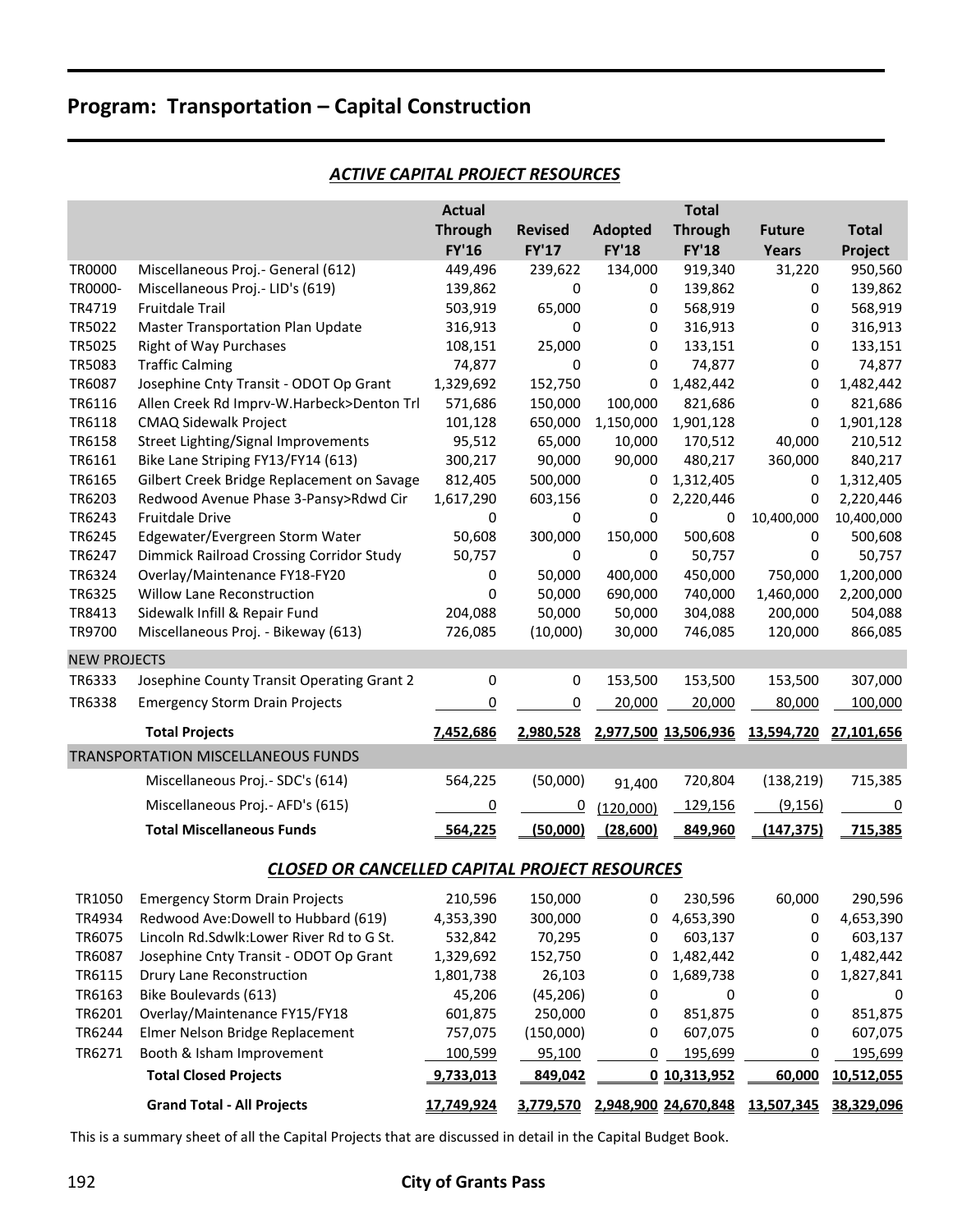# Program: Transportation – Capital Construction

## *ACTIVE CAPITAL PROJECT RESOURCES*

| | | Actual Through FY'16 | Revised FY'17 | Adopted FY'18 | Total Through FY'18 | Future Years | Total Project |
|---|---|---|---|---|---|---|---|
| TR0000 | Miscellaneous Proj.- General (612) | 449,496 | 239,622 | 134,000 | 919,340 | 31,220 | 950,560 |
| TR0000- | Miscellaneous Proj.- LID's (619) | 139,862 | 0 | 0 | 139,862 | 0 | 139,862 |
| TR4719 | Fruitdale Trail | 503,919 | 65,000 | 0 | 568,919 | 0 | 568,919 |
| TR5022 | Master Transportation Plan Update | 316,913 | 0 | 0 | 316,913 | 0 | 316,913 |
| TR5025 | Right of Way Purchases | 108,151 | 25,000 | 0 | 133,151 | 0 | 133,151 |
| TR5083 | Traffic Calming | 74,877 | 0 | 0 | 74,877 | 0 | 74,877 |
| TR6087 | Josephine Cnty Transit - ODOT Op Grant | 1,329,692 | 152,750 | 0 | 1,482,442 | 0 | 1,482,442 |
| TR6116 | Allen Creek Rd Imprv-W.Harbeck>Denton Trl | 571,686 | 150,000 | 100,000 | 821,686 | 0 | 821,686 |
| TR6118 | CMAQ Sidewalk Project | 101,128 | 650,000 | 1,150,000 | 1,901,128 | 0 | 1,901,128 |
| TR6158 | Street Lighting/Signal Improvements | 95,512 | 65,000 | 10,000 | 170,512 | 40,000 | 210,512 |
| TR6161 | Bike Lane Striping FY13/FY14 (613) | 300,217 | 90,000 | 90,000 | 480,217 | 360,000 | 840,217 |
| TR6165 | Gilbert Creek Bridge Replacement on Savage | 812,405 | 500,000 | 0 | 1,312,405 | 0 | 1,312,405 |
| TR6203 | Redwood Avenue Phase 3-Pansy>Rdwd Cir | 1,617,290 | 603,156 | 0 | 2,220,446 | 0 | 2,220,446 |
| TR6243 | Fruitdale Drive | 0 | 0 | 0 | 0 | 10,400,000 | 10,400,000 |
| TR6245 | Edgewater/Evergreen Storm Water | 50,608 | 300,000 | 150,000 | 500,608 | 0 | 500,608 |
| TR6247 | Dimmick Railroad Crossing Corridor Study | 50,757 | 0 | 0 | 50,757 | 0 | 50,757 |
| TR6324 | Overlay/Maintenance FY18-FY20 | 0 | 50,000 | 400,000 | 450,000 | 750,000 | 1,200,000 |
| TR6325 | Willow Lane Reconstruction | 0 | 50,000 | 690,000 | 740,000 | 1,460,000 | 2,200,000 |
| TR8413 | Sidewalk Infill & Repair Fund | 204,088 | 50,000 | 50,000 | 304,088 | 200,000 | 504,088 |
| TR9700 | Miscellaneous Proj. - Bikeway (613) | 726,085 | (10,000) | 30,000 | 746,085 | 120,000 | 866,085 |
| NEW PROJECTS | | | | | | | |
| TR6333 | Josephine County Transit Operating Grant 2 | 0 | 0 | 153,500 | 153,500 | 153,500 | 307,000 |
| TR6338 | Emergency Storm Drain Projects | 0 | 0 | 20,000 | 20,000 | 80,000 | 100,000 |
| | **Total Projects** | **7,452,686** | **2,980,528** | **2,977,500** | **13,506,936** | **13,594,720** | **27,101,656** |
| TRANSPORTATION MISCELLANEOUS FUNDS | | | | | | | |
| | Miscellaneous Proj.- SDC's (614) | 564,225 | (50,000) | 91,400 | 720,804 | (138,219) | 715,385 |
| | Miscellaneous Proj.- AFD's (615) | 0 | 0 | (120,000) | 129,156 | (9,156) | 0 |
| | **Total Miscellaneous Funds** | **564,225** | **(50,000)** | **(28,600)** | **849,960** | **(147,375)** | **715,385** |

## *CLOSED OR CANCELLED CAPITAL PROJECT RESOURCES*

| | | Actual Through FY'16 | Revised FY'17 | Adopted FY'18 | Total Through FY'18 | Future Years | Total Project |
|---|---|---|---|---|---|---|---|
| TR1050 | Emergency Storm Drain Projects | 210,596 | 150,000 | 0 | 230,596 | 60,000 | 290,596 |
| TR4934 | Redwood Ave:Dowell to Hubbard (619) | 4,353,390 | 300,000 | 0 | 4,653,390 | 0 | 4,653,390 |
| TR6075 | Lincoln Rd.Sdwlk:Lower River Rd to G St. | 532,842 | 70,295 | 0 | 603,137 | 0 | 603,137 |
| TR6087 | Josephine Cnty Transit - ODOT Op Grant | 1,329,692 | 152,750 | 0 | 1,482,442 | 0 | 1,482,442 |
| TR6115 | Drury Lane Reconstruction | 1,801,738 | 26,103 | 0 | 1,689,738 | 0 | 1,827,841 |
| TR6163 | Bike Boulevards (613) | 45,206 | (45,206) | 0 | 0 | 0 | 0 |
| TR6201 | Overlay/Maintenance FY15/FY18 | 601,875 | 250,000 | 0 | 851,875 | 0 | 851,875 |
| TR6244 | Elmer Nelson Bridge Replacement | 757,075 | (150,000) | 0 | 607,075 | 0 | 607,075 |
| TR6271 | Booth & Isham Improvement | 100,599 | 95,100 | 0 | 195,699 | 0 | 195,699 |
| | **Total Closed Projects** | **9,733,013** | **849,042** | **0** | **10,313,952** | **60,000** | **10,512,055** |
| | **Grand Total - All Projects** | **17,749,924** | **3,779,570** | **2,948,900** | **24,670,848** | **13,507,345** | **38,329,096** |

This is a summary sheet of all the Capital Projects that are discussed in detail in the Capital Budget Book.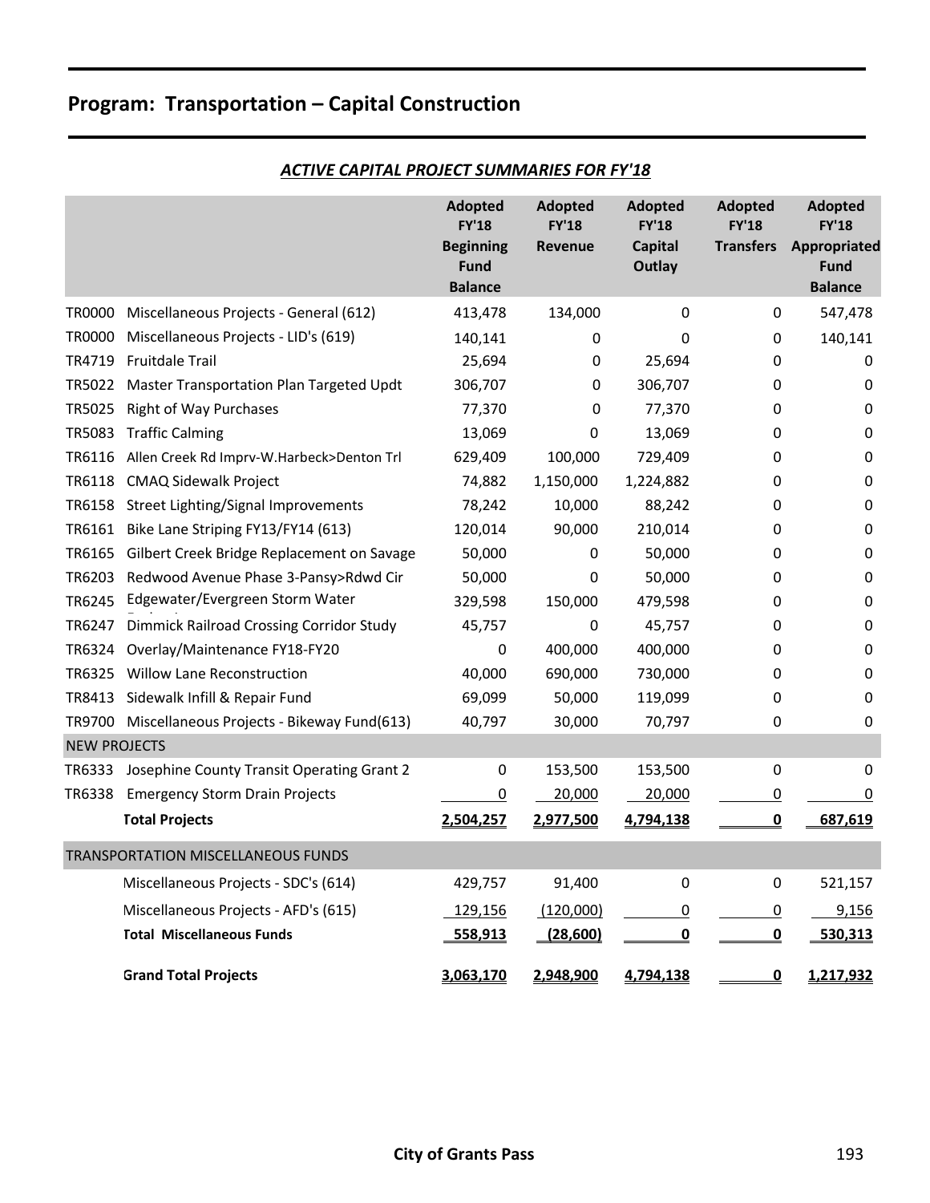# Program: Transportation – Capital Construction

***ACTIVE CAPITAL PROJECT SUMMARIES FOR FY'18***

| | | Adopted FY'18 Beginning Fund Balance | Adopted FY'18 Revenue | Adopted FY'18 Capital Outlay | Adopted FY'18 Transfers | Adopted FY'18 Appropriated Fund Balance |
|---|---|---|---|---|---|---|
| TR0000 | Miscellaneous Projects - General (612) | 413,478 | 134,000 | 0 | 0 | 547,478 |
| TR0000 | Miscellaneous Projects - LID's (619) | 140,141 | 0 | 0 | 0 | 140,141 |
| TR4719 | Fruitdale Trail | 25,694 | 0 | 25,694 | 0 | 0 |
| TR5022 | Master Transportation Plan Targeted Updt | 306,707 | 0 | 306,707 | 0 | 0 |
| TR5025 | Right of Way Purchases | 77,370 | 0 | 77,370 | 0 | 0 |
| TR5083 | Traffic Calming | 13,069 | 0 | 13,069 | 0 | 0 |
| TR6116 | Allen Creek Rd Imprv-W.Harbeck>Denton Trl | 629,409 | 100,000 | 729,409 | 0 | 0 |
| TR6118 | CMAQ Sidewalk Project | 74,882 | 1,150,000 | 1,224,882 | 0 | 0 |
| TR6158 | Street Lighting/Signal Improvements | 78,242 | 10,000 | 88,242 | 0 | 0 |
| TR6161 | Bike Lane Striping FY13/FY14 (613) | 120,014 | 90,000 | 210,014 | 0 | 0 |
| TR6165 | Gilbert Creek Bridge Replacement on Savage | 50,000 | 0 | 50,000 | 0 | 0 |
| TR6203 | Redwood Avenue Phase 3-Pansy>Rdwd Cir | 50,000 | 0 | 50,000 | 0 | 0 |
| TR6245 | Edgewater/Evergreen Storm Water | 329,598 | 150,000 | 479,598 | 0 | 0 |
| TR6247 | Dimmick Railroad Crossing Corridor Study | 45,757 | 0 | 45,757 | 0 | 0 |
| TR6324 | Overlay/Maintenance FY18-FY20 | 0 | 400,000 | 400,000 | 0 | 0 |
| TR6325 | Willow Lane Reconstruction | 40,000 | 690,000 | 730,000 | 0 | 0 |
| TR8413 | Sidewalk Infill & Repair Fund | 69,099 | 50,000 | 119,099 | 0 | 0 |
| TR9700 | Miscellaneous Projects - Bikeway Fund(613) | 40,797 | 30,000 | 70,797 | 0 | 0 |
| NEW PROJECTS | | | | | | |
| TR6333 | Josephine County Transit Operating Grant 2 | 0 | 153,500 | 153,500 | 0 | 0 |
| TR6338 | Emergency Storm Drain Projects | 0 | 20,000 | 20,000 | 0 | 0 |
| | **Total Projects** | **2,504,257** | **2,977,500** | **4,794,138** | **0** | **687,619** |
| TRANSPORTATION MISCELLANEOUS FUNDS | | | | | | |
| | Miscellaneous Projects - SDC's (614) | 429,757 | 91,400 | 0 | 0 | 521,157 |
| | Miscellaneous Projects - AFD's (615) | 129,156 | (120,000) | 0 | 0 | 9,156 |
| | **Total Miscellaneous Funds** | **558,913** | **(28,600)** | **0** | **0** | **530,313** |
| | **Grand Total Projects** | **3,063,170** | **2,948,900** | **4,794,138** | **0** | **1,217,932** |

**City of Grants Pass**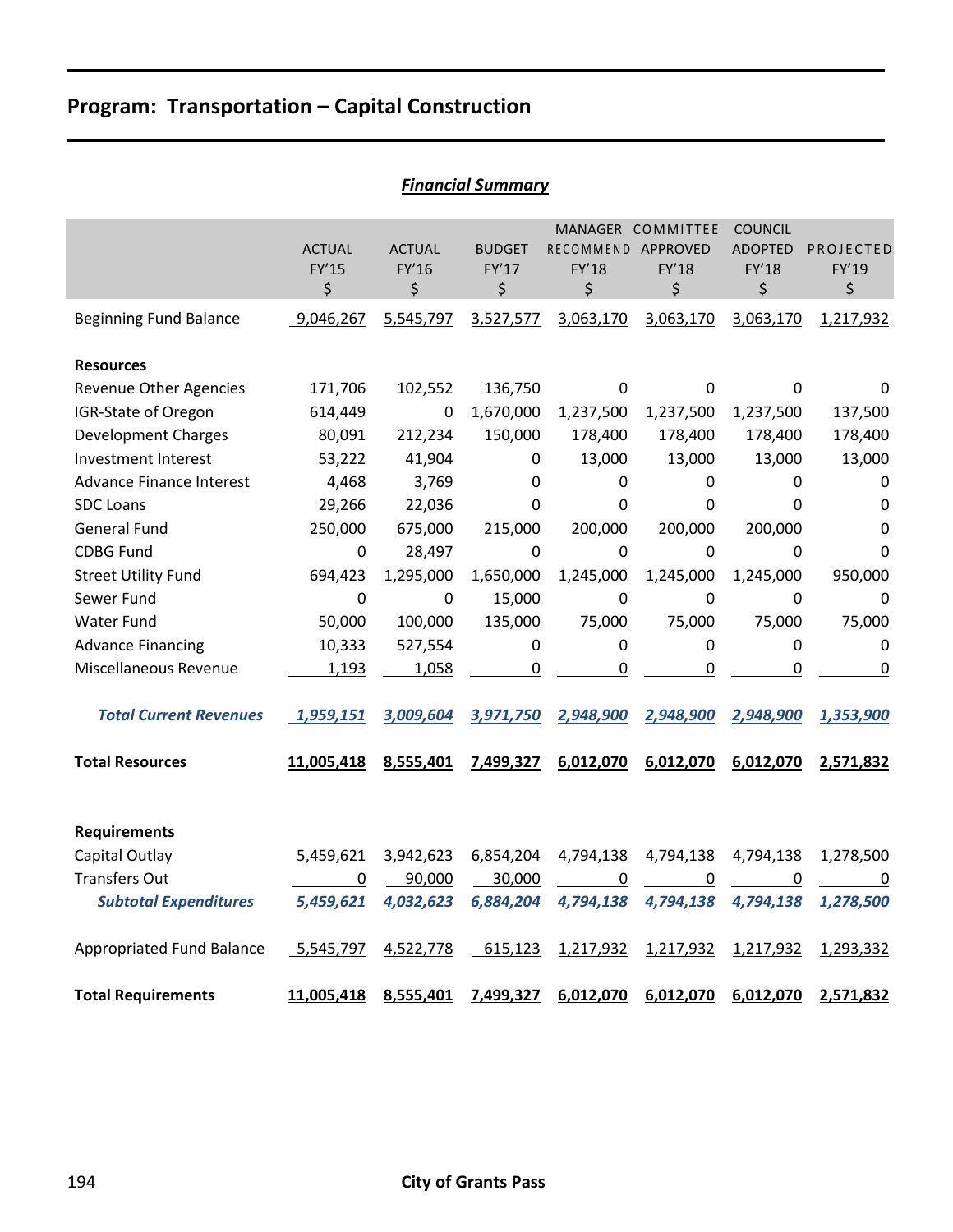## Program: Transportation – Capital Construction

***Financial Summary***

| | ACTUAL FY'15 $ | ACTUAL FY'16 $ | BUDGET FY'17 $ | MANAGER RECOMMEND FY'18 $ | COMMITTEE APPROVED FY'18 $ | COUNCIL ADOPTED FY'18 $ | PROJECTED FY'19 $ |
|---|---|---|---|---|---|---|---|
| Beginning Fund Balance | 9,046,267 | 5,545,797 | 3,527,577 | 3,063,170 | 3,063,170 | 3,063,170 | 1,217,932 |
| **Resources** | | | | | | | |
| Revenue Other Agencies | 171,706 | 102,552 | 136,750 | 0 | 0 | 0 | 0 |
| IGR-State of Oregon | 614,449 | 0 | 1,670,000 | 1,237,500 | 1,237,500 | 1,237,500 | 137,500 |
| Development Charges | 80,091 | 212,234 | 150,000 | 178,400 | 178,400 | 178,400 | 178,400 |
| Investment Interest | 53,222 | 41,904 | 0 | 13,000 | 13,000 | 13,000 | 13,000 |
| Advance Finance Interest | 4,468 | 3,769 | 0 | 0 | 0 | 0 | 0 |
| SDC Loans | 29,266 | 22,036 | 0 | 0 | 0 | 0 | 0 |
| General Fund | 250,000 | 675,000 | 215,000 | 200,000 | 200,000 | 200,000 | 0 |
| CDBG Fund | 0 | 28,497 | 0 | 0 | 0 | 0 | 0 |
| Street Utility Fund | 694,423 | 1,295,000 | 1,650,000 | 1,245,000 | 1,245,000 | 1,245,000 | 950,000 |
| Sewer Fund | 0 | 0 | 15,000 | 0 | 0 | 0 | 0 |
| Water Fund | 50,000 | 100,000 | 135,000 | 75,000 | 75,000 | 75,000 | 75,000 |
| Advance Financing | 10,333 | 527,554 | 0 | 0 | 0 | 0 | 0 |
| Miscellaneous Revenue | 1,193 | 1,058 | 0 | 0 | 0 | 0 | 0 |
| ***Total Current Revenues*** | ***1,959,151*** | ***3,009,604*** | ***3,971,750*** | ***2,948,900*** | ***2,948,900*** | ***2,948,900*** | ***1,353,900*** |
| **Total Resources** | **11,005,418** | **8,555,401** | **7,499,327** | **6,012,070** | **6,012,070** | **6,012,070** | **2,571,832** |
| **Requirements** | | | | | | | |
| Capital Outlay | 5,459,621 | 3,942,623 | 6,854,204 | 4,794,138 | 4,794,138 | 4,794,138 | 1,278,500 |
| Transfers Out | 0 | 90,000 | 30,000 | 0 | 0 | 0 | 0 |
| ***Subtotal Expenditures*** | ***5,459,621*** | ***4,032,623*** | ***6,884,204*** | ***4,794,138*** | ***4,794,138*** | ***4,794,138*** | ***1,278,500*** |
| Appropriated Fund Balance | 5,545,797 | 4,522,778 | 615,123 | 1,217,932 | 1,217,932 | 1,217,932 | 1,293,332 |
| **Total Requirements** | **11,005,418** | **8,555,401** | **7,499,327** | **6,012,070** | **6,012,070** | **6,012,070** | **2,571,832** |